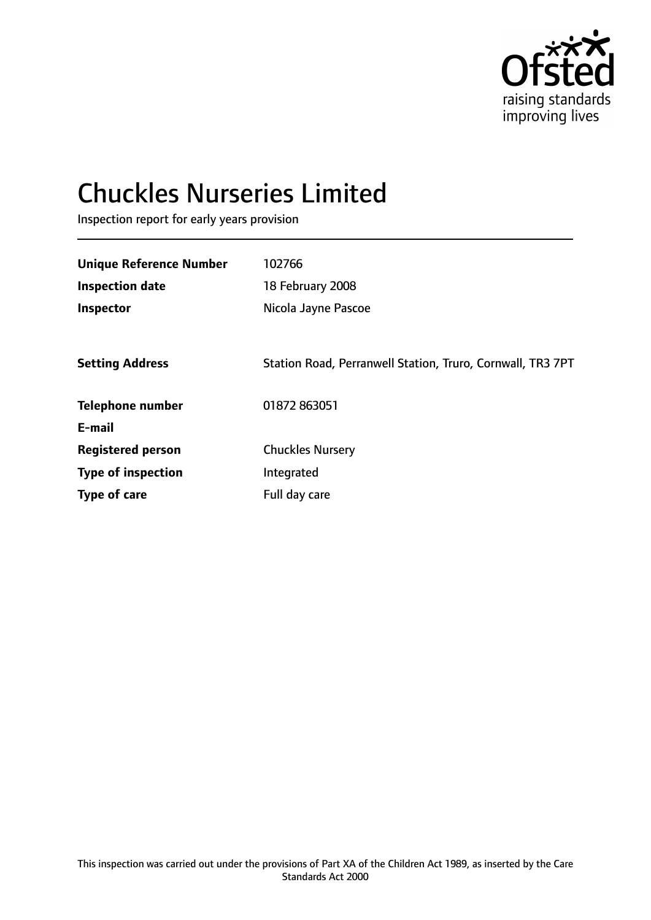# Chuckles Nurseries Limited

Inspection report for early years provision

| | |
|---|---|
| **Unique Reference Number** | 102766 |
| **Inspection date** | 18 February 2008 |
| **Inspector** | Nicola Jayne Pascoe |
| | |
| **Setting Address** | Station Road, Perranwell Station, Truro, Cornwall, TR3 7PT |
| | |
| **Telephone number** | 01872 863051 |
| **E-mail** | |
| **Registered person** | Chuckles Nursery |
| **Type of inspection** | Integrated |
| **Type of care** | Full day care |

This inspection was carried out under the provisions of Part XA of the Children Act 1989, as inserted by the Care Standards Act 2000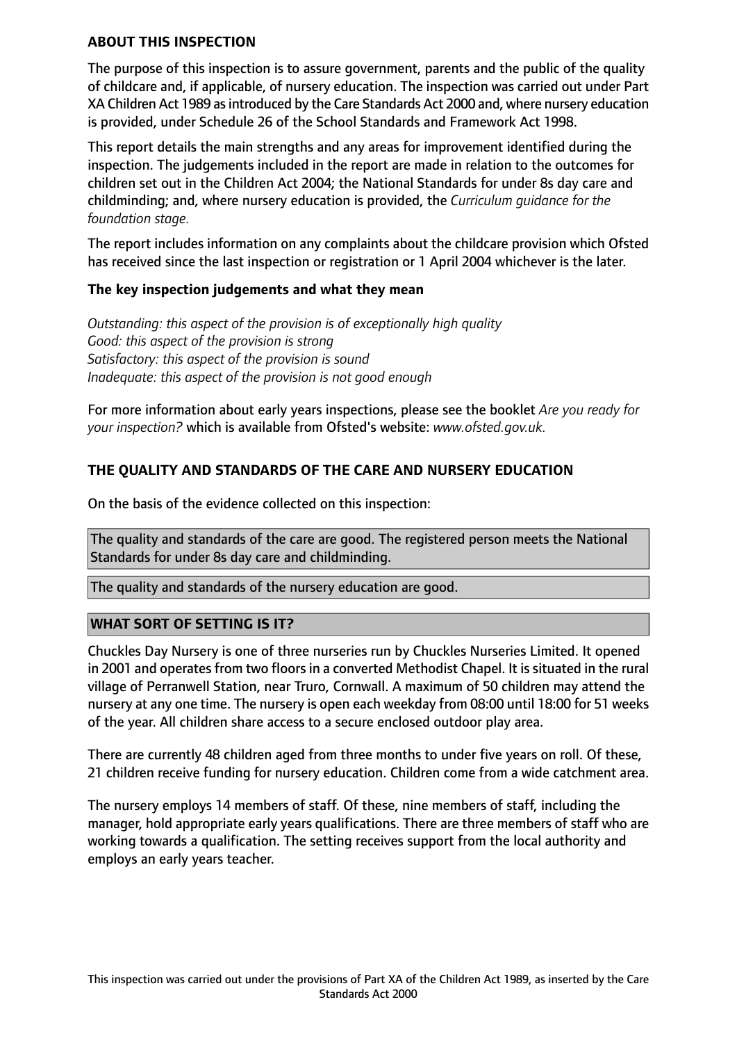## ABOUT THIS INSPECTION

The purpose of this inspection is to assure government, parents and the public of the quality of childcare and, if applicable, of nursery education. The inspection was carried out under Part XA Children Act 1989 as introduced by the Care Standards Act 2000 and, where nursery education is provided, under Schedule 26 of the School Standards and Framework Act 1998.

This report details the main strengths and any areas for improvement identified during the inspection. The judgements included in the report are made in relation to the outcomes for children set out in the Children Act 2004; the National Standards for under 8s day care and childminding; and, where nursery education is provided, the *Curriculum guidance for the foundation stage.*

The report includes information on any complaints about the childcare provision which Ofsted has received since the last inspection or registration or 1 April 2004 whichever is the later.

### The key inspection judgements and what they mean

*Outstanding: this aspect of the provision is of exceptionally high quality*
*Good: this aspect of the provision is strong*
*Satisfactory: this aspect of the provision is sound*
*Inadequate: this aspect of the provision is not good enough*

For more information about early years inspections, please see the booklet *Are you ready for your inspection?* which is available from Ofsted's website: *www.ofsted.gov.uk.*

## THE QUALITY AND STANDARDS OF THE CARE AND NURSERY EDUCATION

On the basis of the evidence collected on this inspection:

The quality and standards of the care are good. The registered person meets the National Standards for under 8s day care and childminding.

The quality and standards of the nursery education are good.

## WHAT SORT OF SETTING IS IT?

Chuckles Day Nursery is one of three nurseries run by Chuckles Nurseries Limited. It opened in 2001 and operates from two floors in a converted Methodist Chapel. It is situated in the rural village of Perranwell Station, near Truro, Cornwall. A maximum of 50 children may attend the nursery at any one time. The nursery is open each weekday from 08:00 until 18:00 for 51 weeks of the year. All children share access to a secure enclosed outdoor play area.

There are currently 48 children aged from three months to under five years on roll. Of these, 21 children receive funding for nursery education. Children come from a wide catchment area.

The nursery employs 14 members of staff. Of these, nine members of staff, including the manager, hold appropriate early years qualifications. There are three members of staff who are working towards a qualification. The setting receives support from the local authority and employs an early years teacher.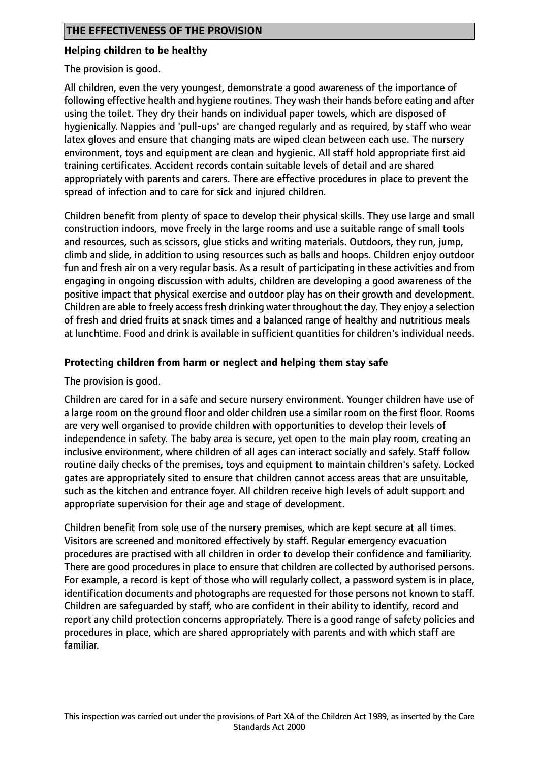## THE EFFECTIVENESS OF THE PROVISION

### Helping children to be healthy

The provision is good.

All children, even the very youngest, demonstrate a good awareness of the importance of following effective health and hygiene routines. They wash their hands before eating and after using the toilet. They dry their hands on individual paper towels, which are disposed of hygienically. Nappies and 'pull-ups' are changed regularly and as required, by staff who wear latex gloves and ensure that changing mats are wiped clean between each use. The nursery environment, toys and equipment are clean and hygienic. All staff hold appropriate first aid training certificates. Accident records contain suitable levels of detail and are shared appropriately with parents and carers. There are effective procedures in place to prevent the spread of infection and to care for sick and injured children.

Children benefit from plenty of space to develop their physical skills. They use large and small construction indoors, move freely in the large rooms and use a suitable range of small tools and resources, such as scissors, glue sticks and writing materials. Outdoors, they run, jump, climb and slide, in addition to using resources such as balls and hoops. Children enjoy outdoor fun and fresh air on a very regular basis. As a result of participating in these activities and from engaging in ongoing discussion with adults, children are developing a good awareness of the positive impact that physical exercise and outdoor play has on their growth and development. Children are able to freely access fresh drinking water throughout the day. They enjoy a selection of fresh and dried fruits at snack times and a balanced range of healthy and nutritious meals at lunchtime. Food and drink is available in sufficient quantities for children's individual needs.

### Protecting children from harm or neglect and helping them stay safe

The provision is good.

Children are cared for in a safe and secure nursery environment. Younger children have use of a large room on the ground floor and older children use a similar room on the first floor. Rooms are very well organised to provide children with opportunities to develop their levels of independence in safety. The baby area is secure, yet open to the main play room, creating an inclusive environment, where children of all ages can interact socially and safely. Staff follow routine daily checks of the premises, toys and equipment to maintain children's safety. Locked gates are appropriately sited to ensure that children cannot access areas that are unsuitable, such as the kitchen and entrance foyer. All children receive high levels of adult support and appropriate supervision for their age and stage of development.

Children benefit from sole use of the nursery premises, which are kept secure at all times. Visitors are screened and monitored effectively by staff. Regular emergency evacuation procedures are practised with all children in order to develop their confidence and familiarity. There are good procedures in place to ensure that children are collected by authorised persons. For example, a record is kept of those who will regularly collect, a password system is in place, identification documents and photographs are requested for those persons not known to staff. Children are safeguarded by staff, who are confident in their ability to identify, record and report any child protection concerns appropriately. There is a good range of safety policies and procedures in place, which are shared appropriately with parents and with which staff are familiar.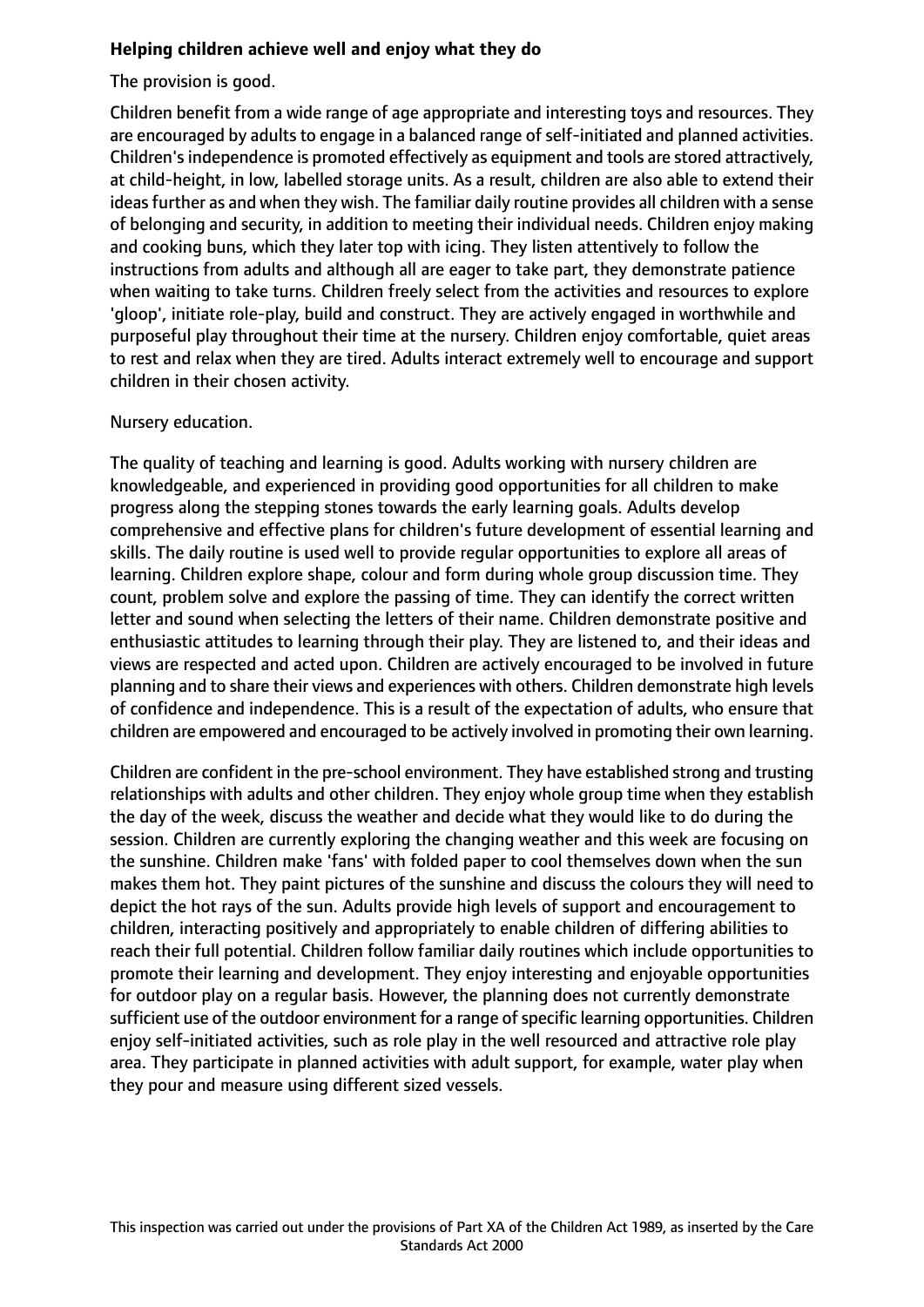**Helping children achieve well and enjoy what they do**

The provision is good.

Children benefit from a wide range of age appropriate and interesting toys and resources. They are encouraged by adults to engage in a balanced range of self-initiated and planned activities. Children's independence is promoted effectively as equipment and tools are stored attractively, at child-height, in low, labelled storage units. As a result, children are also able to extend their ideas further as and when they wish. The familiar daily routine provides all children with a sense of belonging and security, in addition to meeting their individual needs. Children enjoy making and cooking buns, which they later top with icing. They listen attentively to follow the instructions from adults and although all are eager to take part, they demonstrate patience when waiting to take turns. Children freely select from the activities and resources to explore 'gloop', initiate role-play, build and construct. They are actively engaged in worthwhile and purposeful play throughout their time at the nursery. Children enjoy comfortable, quiet areas to rest and relax when they are tired. Adults interact extremely well to encourage and support children in their chosen activity.

Nursery education.

The quality of teaching and learning is good. Adults working with nursery children are knowledgeable, and experienced in providing good opportunities for all children to make progress along the stepping stones towards the early learning goals. Adults develop comprehensive and effective plans for children's future development of essential learning and skills. The daily routine is used well to provide regular opportunities to explore all areas of learning. Children explore shape, colour and form during whole group discussion time. They count, problem solve and explore the passing of time. They can identify the correct written letter and sound when selecting the letters of their name. Children demonstrate positive and enthusiastic attitudes to learning through their play. They are listened to, and their ideas and views are respected and acted upon. Children are actively encouraged to be involved in future planning and to share their views and experiences with others. Children demonstrate high levels of confidence and independence. This is a result of the expectation of adults, who ensure that children are empowered and encouraged to be actively involved in promoting their own learning.

Children are confident in the pre-school environment. They have established strong and trusting relationships with adults and other children. They enjoy whole group time when they establish the day of the week, discuss the weather and decide what they would like to do during the session. Children are currently exploring the changing weather and this week are focusing on the sunshine. Children make 'fans' with folded paper to cool themselves down when the sun makes them hot. They paint pictures of the sunshine and discuss the colours they will need to depict the hot rays of the sun. Adults provide high levels of support and encouragement to children, interacting positively and appropriately to enable children of differing abilities to reach their full potential. Children follow familiar daily routines which include opportunities to promote their learning and development. They enjoy interesting and enjoyable opportunities for outdoor play on a regular basis. However, the planning does not currently demonstrate sufficient use of the outdoor environment for a range of specific learning opportunities. Children enjoy self-initiated activities, such as role play in the well resourced and attractive role play area. They participate in planned activities with adult support, for example, water play when they pour and measure using different sized vessels.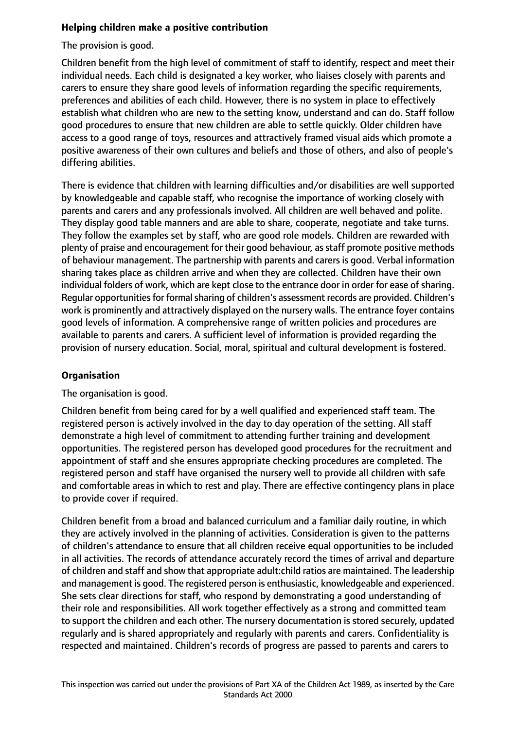**Helping children make a positive contribution**

The provision is good.

Children benefit from the high level of commitment of staff to identify, respect and meet their individual needs. Each child is designated a key worker, who liaises closely with parents and carers to ensure they share good levels of information regarding the specific requirements, preferences and abilities of each child. However, there is no system in place to effectively establish what children who are new to the setting know, understand and can do. Staff follow good procedures to ensure that new children are able to settle quickly. Older children have access to a good range of toys, resources and attractively framed visual aids which promote a positive awareness of their own cultures and beliefs and those of others, and also of people's differing abilities.

There is evidence that children with learning difficulties and/or disabilities are well supported by knowledgeable and capable staff, who recognise the importance of working closely with parents and carers and any professionals involved. All children are well behaved and polite. They display good table manners and are able to share, cooperate, negotiate and take turns. They follow the examples set by staff, who are good role models. Children are rewarded with plenty of praise and encouragement for their good behaviour, as staff promote positive methods of behaviour management. The partnership with parents and carers is good. Verbal information sharing takes place as children arrive and when they are collected. Children have their own individual folders of work, which are kept close to the entrance door in order for ease of sharing. Regular opportunities for formal sharing of children's assessment records are provided. Children's work is prominently and attractively displayed on the nursery walls. The entrance foyer contains good levels of information. A comprehensive range of written policies and procedures are available to parents and carers. A sufficient level of information is provided regarding the provision of nursery education. Social, moral, spiritual and cultural development is fostered.

**Organisation**

The organisation is good.

Children benefit from being cared for by a well qualified and experienced staff team. The registered person is actively involved in the day to day operation of the setting. All staff demonstrate a high level of commitment to attending further training and development opportunities. The registered person has developed good procedures for the recruitment and appointment of staff and she ensures appropriate checking procedures are completed. The registered person and staff have organised the nursery well to provide all children with safe and comfortable areas in which to rest and play. There are effective contingency plans in place to provide cover if required.

Children benefit from a broad and balanced curriculum and a familiar daily routine, in which they are actively involved in the planning of activities. Consideration is given to the patterns of children's attendance to ensure that all children receive equal opportunities to be included in all activities. The records of attendance accurately record the times of arrival and departure of children and staff and show that appropriate adult:child ratios are maintained. The leadership and management is good. The registered person is enthusiastic, knowledgeable and experienced. She sets clear directions for staff, who respond by demonstrating a good understanding of their role and responsibilities. All work together effectively as a strong and committed team to support the children and each other. The nursery documentation is stored securely, updated regularly and is shared appropriately and regularly with parents and carers. Confidentiality is respected and maintained. Children's records of progress are passed to parents and carers to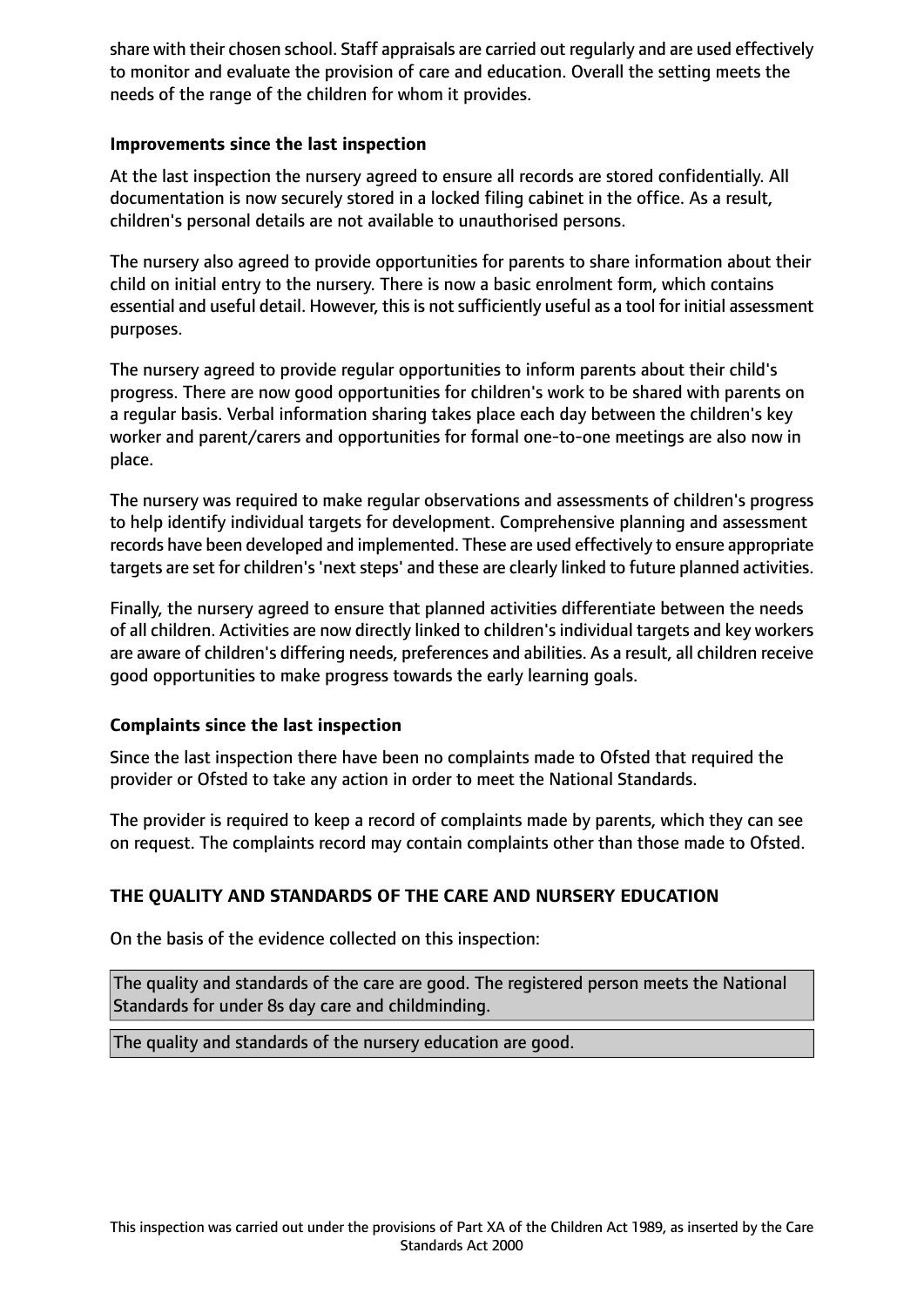share with their chosen school. Staff appraisals are carried out regularly and are used effectively to monitor and evaluate the provision of care and education. Overall the setting meets the needs of the range of the children for whom it provides.

### Improvements since the last inspection

At the last inspection the nursery agreed to ensure all records are stored confidentially. All documentation is now securely stored in a locked filing cabinet in the office. As a result, children's personal details are not available to unauthorised persons.

The nursery also agreed to provide opportunities for parents to share information about their child on initial entry to the nursery. There is now a basic enrolment form, which contains essential and useful detail. However, this is not sufficiently useful as a tool for initial assessment purposes.

The nursery agreed to provide regular opportunities to inform parents about their child's progress. There are now good opportunities for children's work to be shared with parents on a regular basis. Verbal information sharing takes place each day between the children's key worker and parent/carers and opportunities for formal one-to-one meetings are also now in place.

The nursery was required to make regular observations and assessments of children's progress to help identify individual targets for development. Comprehensive planning and assessment records have been developed and implemented. These are used effectively to ensure appropriate targets are set for children's 'next steps' and these are clearly linked to future planned activities.

Finally, the nursery agreed to ensure that planned activities differentiate between the needs of all children. Activities are now directly linked to children's individual targets and key workers are aware of children's differing needs, preferences and abilities. As a result, all children receive good opportunities to make progress towards the early learning goals.

### Complaints since the last inspection

Since the last inspection there have been no complaints made to Ofsted that required the provider or Ofsted to take any action in order to meet the National Standards.

The provider is required to keep a record of complaints made by parents, which they can see on request. The complaints record may contain complaints other than those made to Ofsted.

## THE QUALITY AND STANDARDS OF THE CARE AND NURSERY EDUCATION

On the basis of the evidence collected on this inspection:

The quality and standards of the care are good. The registered person meets the National Standards for under 8s day care and childminding.

The quality and standards of the nursery education are good.

This inspection was carried out under the provisions of Part XA of the Children Act 1989, as inserted by the Care Standards Act 2000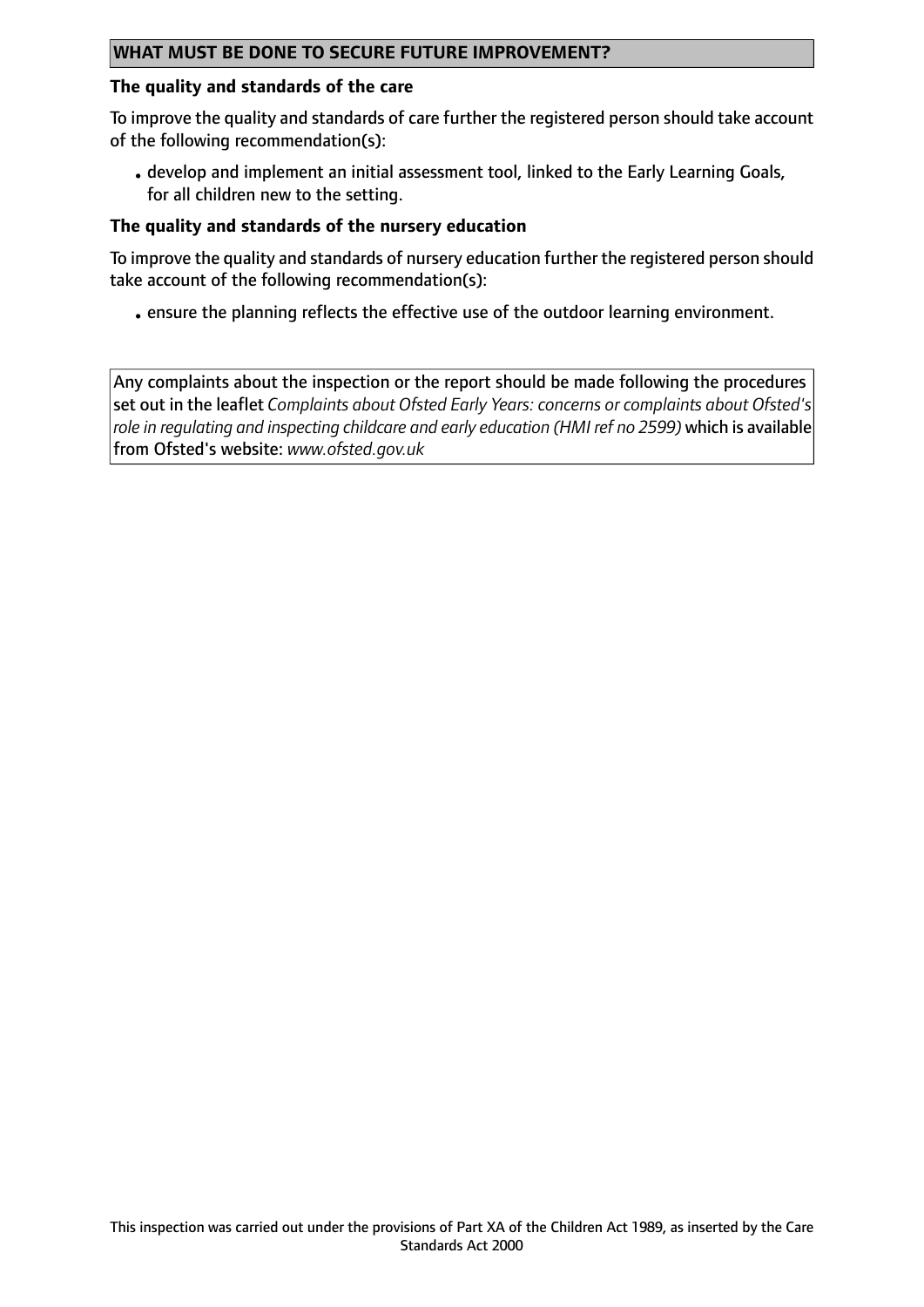## WHAT MUST BE DONE TO SECURE FUTURE IMPROVEMENT?

**The quality and standards of the care**

To improve the quality and standards of care further the registered person should take account of the following recommendation(s):

- develop and implement an initial assessment tool, linked to the Early Learning Goals, for all children new to the setting.

**The quality and standards of the nursery education**

To improve the quality and standards of nursery education further the registered person should take account of the following recommendation(s):

- ensure the planning reflects the effective use of the outdoor learning environment.

Any complaints about the inspection or the report should be made following the procedures set out in the leaflet *Complaints about Ofsted Early Years: concerns or complaints about Ofsted's role in regulating and inspecting childcare and early education (HMI ref no 2599)* which is available from Ofsted's website: *www.ofsted.gov.uk*

This inspection was carried out under the provisions of Part XA of the Children Act 1989, as inserted by the Care Standards Act 2000